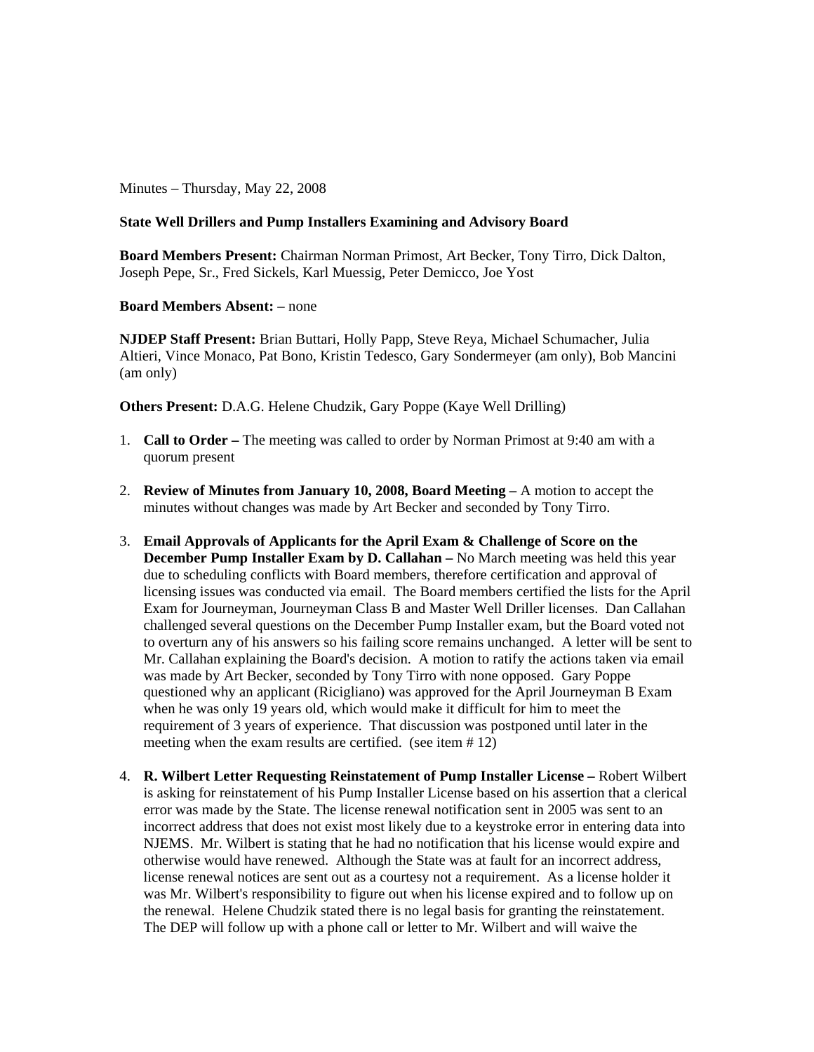Minutes – Thursday, May 22, 2008

**State Well Drillers and Pump Installers Examining and Advisory Board**

**Board Members Present:** Chairman Norman Primost, Art Becker, Tony Tirro, Dick Dalton, Joseph Pepe, Sr., Fred Sickels, Karl Muessig, Peter Demicco, Joe Yost

**Board Members Absent:** – none

**NJDEP Staff Present:** Brian Buttari, Holly Papp, Steve Reya, Michael Schumacher, Julia Altieri, Vince Monaco, Pat Bono, Kristin Tedesco, Gary Sondermeyer (am only), Bob Mancini (am only)

**Others Present:** D.A.G. Helene Chudzik, Gary Poppe (Kaye Well Drilling)

1. **Call to Order –** The meeting was called to order by Norman Primost at 9:40 am with a quorum present

2. **Review of Minutes from January 10, 2008, Board Meeting –** A motion to accept the minutes without changes was made by Art Becker and seconded by Tony Tirro.

3. **Email Approvals of Applicants for the April Exam & Challenge of Score on the December Pump Installer Exam by D. Callahan –** No March meeting was held this year due to scheduling conflicts with Board members, therefore certification and approval of licensing issues was conducted via email. The Board members certified the lists for the April Exam for Journeyman, Journeyman Class B and Master Well Driller licenses. Dan Callahan challenged several questions on the December Pump Installer exam, but the Board voted not to overturn any of his answers so his failing score remains unchanged. A letter will be sent to Mr. Callahan explaining the Board's decision. A motion to ratify the actions taken via email was made by Art Becker, seconded by Tony Tirro with none opposed. Gary Poppe questioned why an applicant (Ricigliano) was approved for the April Journeyman B Exam when he was only 19 years old, which would make it difficult for him to meet the requirement of 3 years of experience. That discussion was postponed until later in the meeting when the exam results are certified. (see item # 12)

4. **R. Wilbert Letter Requesting Reinstatement of Pump Installer License –** Robert Wilbert is asking for reinstatement of his Pump Installer License based on his assertion that a clerical error was made by the State. The license renewal notification sent in 2005 was sent to an incorrect address that does not exist most likely due to a keystroke error in entering data into NJEMS. Mr. Wilbert is stating that he had no notification that his license would expire and otherwise would have renewed. Although the State was at fault for an incorrect address, license renewal notices are sent out as a courtesy not a requirement. As a license holder it was Mr. Wilbert's responsibility to figure out when his license expired and to follow up on the renewal. Helene Chudzik stated there is no legal basis for granting the reinstatement. The DEP will follow up with a phone call or letter to Mr. Wilbert and will waive the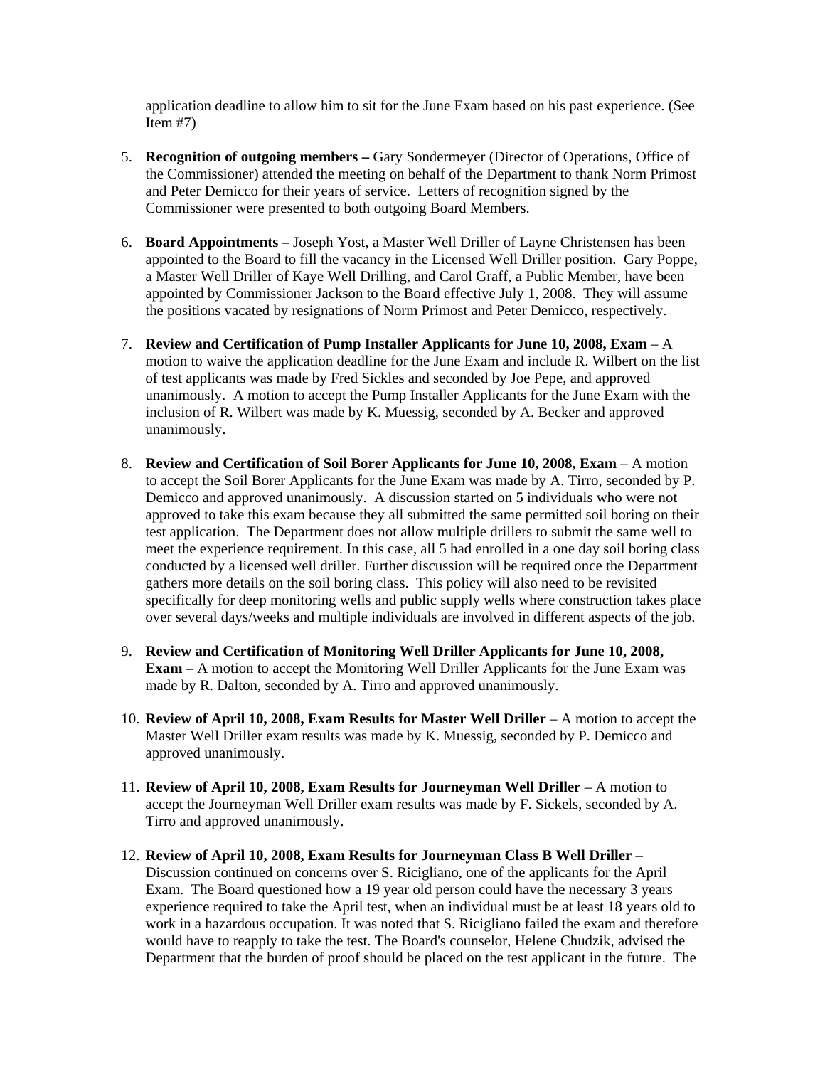application deadline to allow him to sit for the June Exam based on his past experience. (See Item #7)

5. **Recognition of outgoing members –** Gary Sondermeyer (Director of Operations, Office of the Commissioner) attended the meeting on behalf of the Department to thank Norm Primost and Peter Demicco for their years of service. Letters of recognition signed by the Commissioner were presented to both outgoing Board Members.

6. **Board Appointments** – Joseph Yost, a Master Well Driller of Layne Christensen has been appointed to the Board to fill the vacancy in the Licensed Well Driller position. Gary Poppe, a Master Well Driller of Kaye Well Drilling, and Carol Graff, a Public Member, have been appointed by Commissioner Jackson to the Board effective July 1, 2008. They will assume the positions vacated by resignations of Norm Primost and Peter Demicco, respectively.

7. **Review and Certification of Pump Installer Applicants for June 10, 2008, Exam** – A motion to waive the application deadline for the June Exam and include R. Wilbert on the list of test applicants was made by Fred Sickles and seconded by Joe Pepe, and approved unanimously. A motion to accept the Pump Installer Applicants for the June Exam with the inclusion of R. Wilbert was made by K. Muessig, seconded by A. Becker and approved unanimously.

8. **Review and Certification of Soil Borer Applicants for June 10, 2008, Exam** – A motion to accept the Soil Borer Applicants for the June Exam was made by A. Tirro, seconded by P. Demicco and approved unanimously. A discussion started on 5 individuals who were not approved to take this exam because they all submitted the same permitted soil boring on their test application. The Department does not allow multiple drillers to submit the same well to meet the experience requirement. In this case, all 5 had enrolled in a one day soil boring class conducted by a licensed well driller. Further discussion will be required once the Department gathers more details on the soil boring class. This policy will also need to be revisited specifically for deep monitoring wells and public supply wells where construction takes place over several days/weeks and multiple individuals are involved in different aspects of the job.

9. **Review and Certification of Monitoring Well Driller Applicants for June 10, 2008, Exam** – A motion to accept the Monitoring Well Driller Applicants for the June Exam was made by R. Dalton, seconded by A. Tirro and approved unanimously.

10. **Review of April 10, 2008, Exam Results for Master Well Driller** – A motion to accept the Master Well Driller exam results was made by K. Muessig, seconded by P. Demicco and approved unanimously.

11. **Review of April 10, 2008, Exam Results for Journeyman Well Driller** – A motion to accept the Journeyman Well Driller exam results was made by F. Sickels, seconded by A. Tirro and approved unanimously.

12. **Review of April 10, 2008, Exam Results for Journeyman Class B Well Driller** – Discussion continued on concerns over S. Ricigliano, one of the applicants for the April Exam. The Board questioned how a 19 year old person could have the necessary 3 years experience required to take the April test, when an individual must be at least 18 years old to work in a hazardous occupation. It was noted that S. Ricigliano failed the exam and therefore would have to reapply to take the test. The Board's counselor, Helene Chudzik, advised the Department that the burden of proof should be placed on the test applicant in the future. The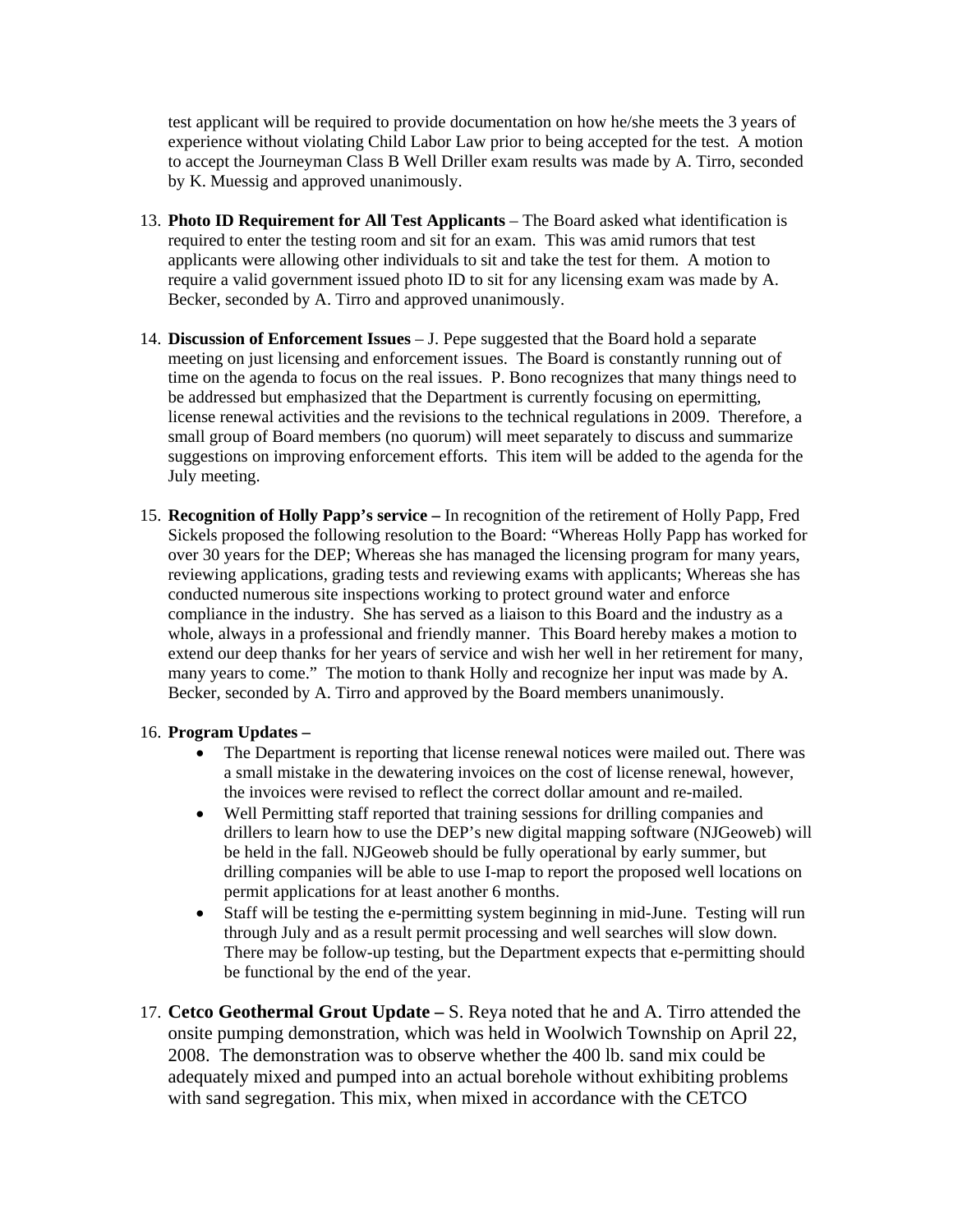test applicant will be required to provide documentation on how he/she meets the 3 years of experience without violating Child Labor Law prior to being accepted for the test. A motion to accept the Journeyman Class B Well Driller exam results was made by A. Tirro, seconded by K. Muessig and approved unanimously.

13. **Photo ID Requirement for All Test Applicants** – The Board asked what identification is required to enter the testing room and sit for an exam. This was amid rumors that test applicants were allowing other individuals to sit and take the test for them. A motion to require a valid government issued photo ID to sit for any licensing exam was made by A. Becker, seconded by A. Tirro and approved unanimously.

14. **Discussion of Enforcement Issues** – J. Pepe suggested that the Board hold a separate meeting on just licensing and enforcement issues. The Board is constantly running out of time on the agenda to focus on the real issues. P. Bono recognizes that many things need to be addressed but emphasized that the Department is currently focusing on epermitting, license renewal activities and the revisions to the technical regulations in 2009. Therefore, a small group of Board members (no quorum) will meet separately to discuss and summarize suggestions on improving enforcement efforts. This item will be added to the agenda for the July meeting.

15. **Recognition of Holly Papp's service –** In recognition of the retirement of Holly Papp, Fred Sickels proposed the following resolution to the Board: "Whereas Holly Papp has worked for over 30 years for the DEP; Whereas she has managed the licensing program for many years, reviewing applications, grading tests and reviewing exams with applicants; Whereas she has conducted numerous site inspections working to protect ground water and enforce compliance in the industry. She has served as a liaison to this Board and the industry as a whole, always in a professional and friendly manner. This Board hereby makes a motion to extend our deep thanks for her years of service and wish her well in her retirement for many, many years to come." The motion to thank Holly and recognize her input was made by A. Becker, seconded by A. Tirro and approved by the Board members unanimously.

16. **Program Updates –**
    - The Department is reporting that license renewal notices were mailed out. There was a small mistake in the dewatering invoices on the cost of license renewal, however, the invoices were revised to reflect the correct dollar amount and re-mailed.
    - Well Permitting staff reported that training sessions for drilling companies and drillers to learn how to use the DEP's new digital mapping software (NJGeoweb) will be held in the fall. NJGeoweb should be fully operational by early summer, but drilling companies will be able to use I-map to report the proposed well locations on permit applications for at least another 6 months.
    - Staff will be testing the e-permitting system beginning in mid-June. Testing will run through July and as a result permit processing and well searches will slow down. There may be follow-up testing, but the Department expects that e-permitting should be functional by the end of the year.

17. **Cetco Geothermal Grout Update –** S. Reya noted that he and A. Tirro attended the onsite pumping demonstration, which was held in Woolwich Township on April 22, 2008. The demonstration was to observe whether the 400 lb. sand mix could be adequately mixed and pumped into an actual borehole without exhibiting problems with sand segregation. This mix, when mixed in accordance with the CETCO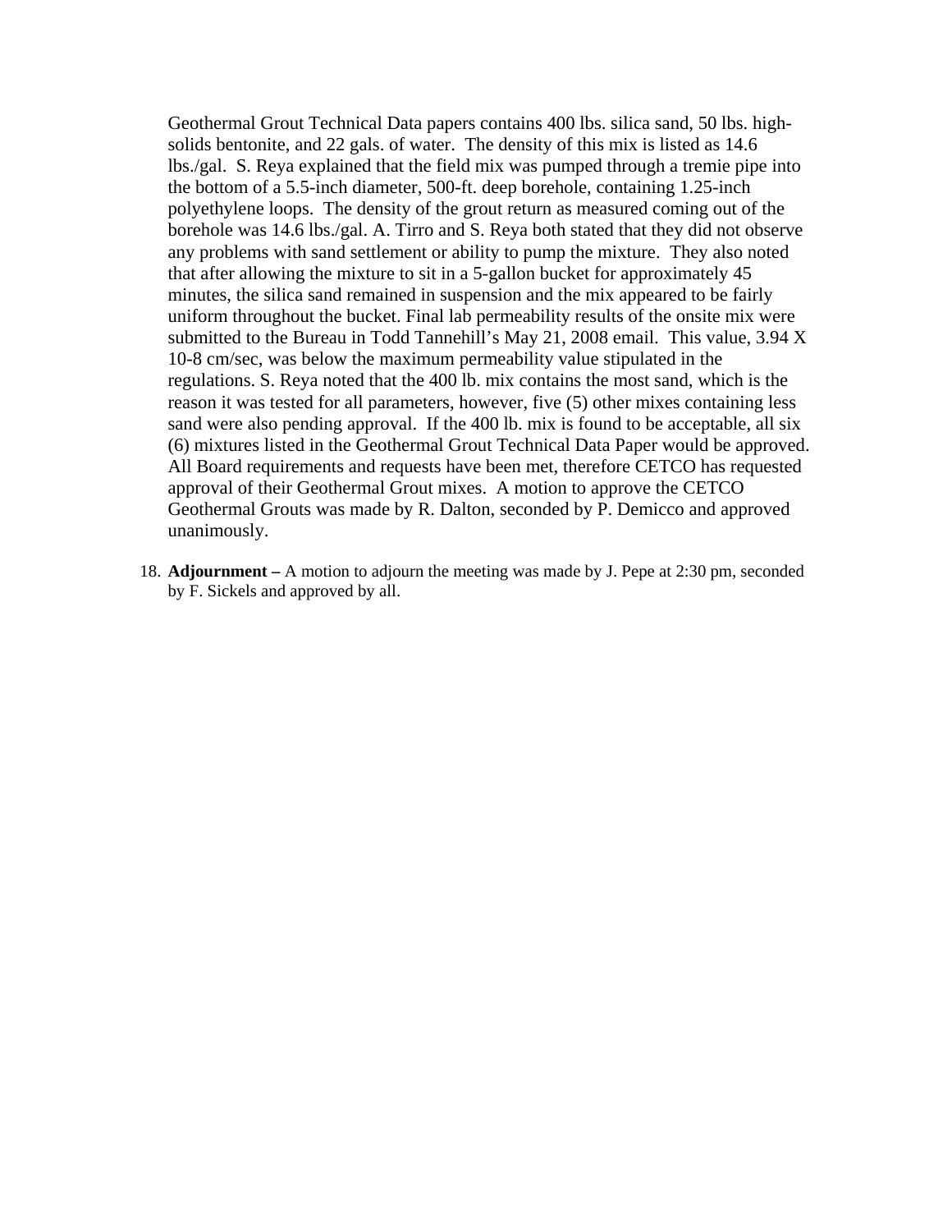Geothermal Grout Technical Data papers contains 400 lbs. silica sand, 50 lbs. high-solids bentonite, and 22 gals. of water. The density of this mix is listed as 14.6 lbs./gal. S. Reya explained that the field mix was pumped through a tremie pipe into the bottom of a 5.5-inch diameter, 500-ft. deep borehole, containing 1.25-inch polyethylene loops. The density of the grout return as measured coming out of the borehole was 14.6 lbs./gal. A. Tirro and S. Reya both stated that they did not observe any problems with sand settlement or ability to pump the mixture. They also noted that after allowing the mixture to sit in a 5-gallon bucket for approximately 45 minutes, the silica sand remained in suspension and the mix appeared to be fairly uniform throughout the bucket. Final lab permeability results of the onsite mix were submitted to the Bureau in Todd Tannehill's May 21, 2008 email. This value, $3.94 \times 10^{-8}$ cm/sec, was below the maximum permeability value stipulated in the regulations. S. Reya noted that the 400 lb. mix contains the most sand, which is the reason it was tested for all parameters, however, five (5) other mixes containing less sand were also pending approval. If the 400 lb. mix is found to be acceptable, all six (6) mixtures listed in the Geothermal Grout Technical Data Paper would be approved. All Board requirements and requests have been met, therefore CETCO has requested approval of their Geothermal Grout mixes. A motion to approve the CETCO Geothermal Grouts was made by R. Dalton, seconded by P. Demicco and approved unanimously.

18. **Adjournment –** A motion to adjourn the meeting was made by J. Pepe at 2:30 pm, seconded by F. Sickels and approved by all.